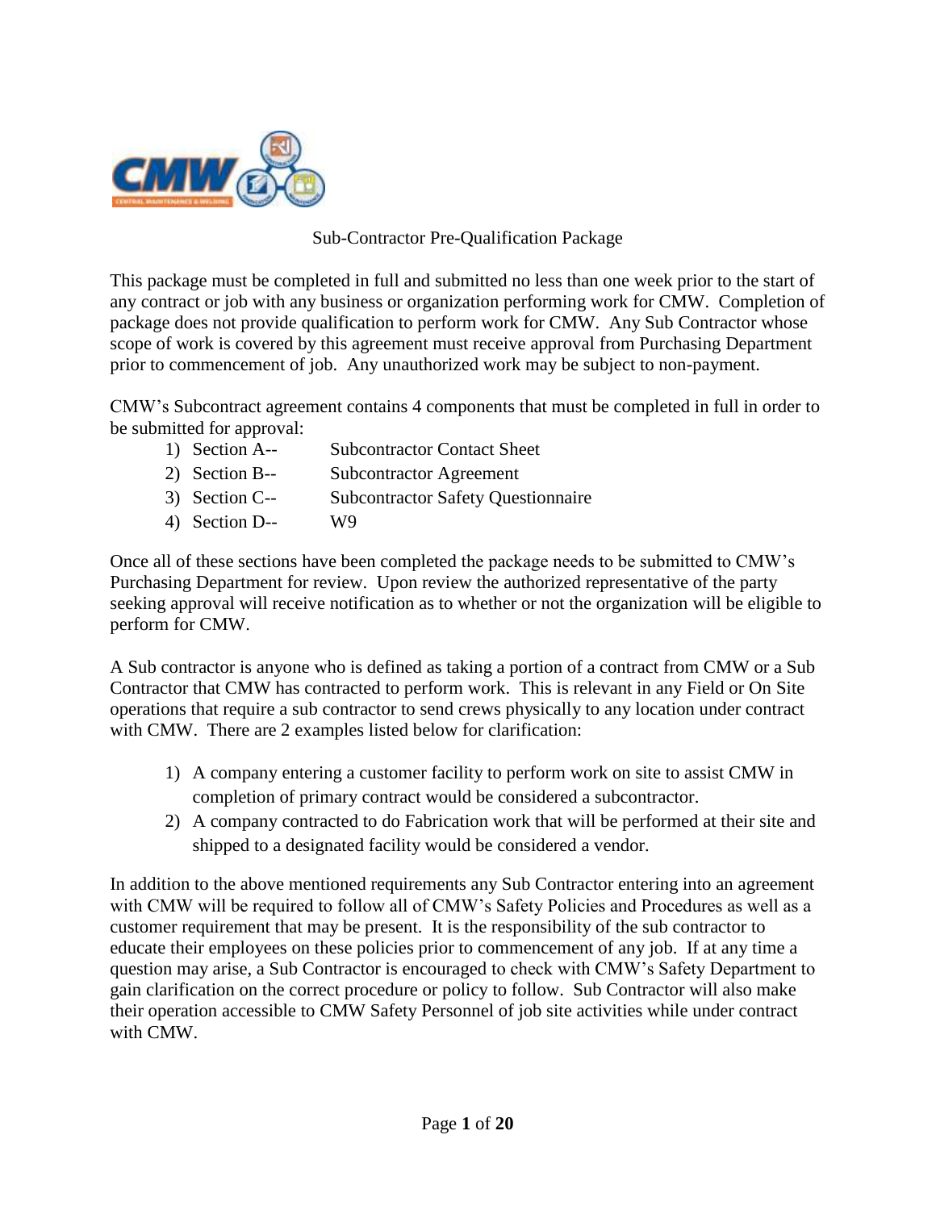# Sub-Contractor Pre-Qualification Package

This package must be completed in full and submitted no less than one week prior to the start of any contract or job with any business or organization performing work for CMW. Completion of package does not provide qualification to perform work for CMW. Any Sub Contractor whose scope of work is covered by this agreement must receive approval from Purchasing Department prior to commencement of job. Any unauthorized work may be subject to non-payment.

CMW's Subcontract agreement contains 4 components that must be completed in full in order to be submitted for approval:

1) Section A-- Subcontractor Contact Sheet
2) Section B-- Subcontractor Agreement
3) Section C-- Subcontractor Safety Questionnaire
4) Section D-- W9

Once all of these sections have been completed the package needs to be submitted to CMW's Purchasing Department for review. Upon review the authorized representative of the party seeking approval will receive notification as to whether or not the organization will be eligible to perform for CMW.

A Sub contractor is anyone who is defined as taking a portion of a contract from CMW or a Sub Contractor that CMW has contracted to perform work. This is relevant in any Field or On Site operations that require a sub contractor to send crews physically to any location under contract with CMW. There are 2 examples listed below for clarification:

1) A company entering a customer facility to perform work on site to assist CMW in completion of primary contract would be considered a subcontractor.
2) A company contracted to do Fabrication work that will be performed at their site and shipped to a designated facility would be considered a vendor.

In addition to the above mentioned requirements any Sub Contractor entering into an agreement with CMW will be required to follow all of CMW's Safety Policies and Procedures as well as a customer requirement that may be present. It is the responsibility of the sub contractor to educate their employees on these policies prior to commencement of any job. If at any time a question may arise, a Sub Contractor is encouraged to check with CMW's Safety Department to gain clarification on the correct procedure or policy to follow. Sub Contractor will also make their operation accessible to CMW Safety Personnel of job site activities while under contract with CMW.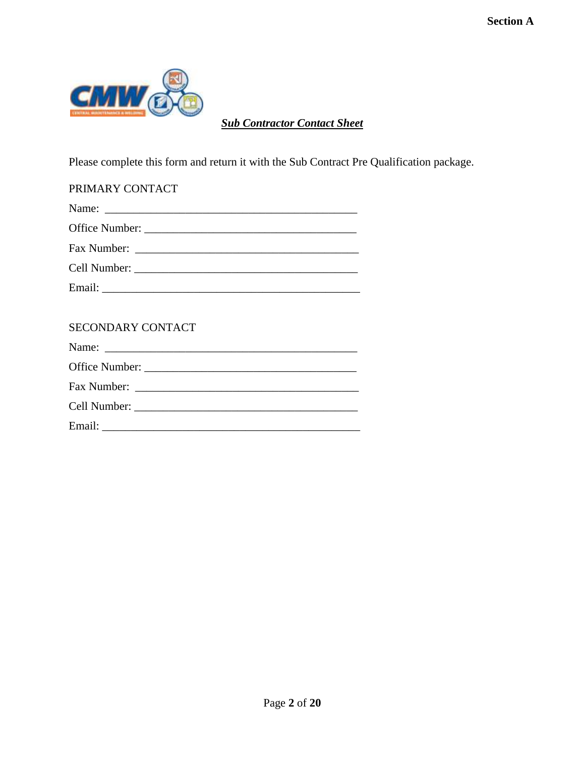Section A

***Sub Contractor Contact Sheet***

Please complete this form and return it with the Sub Contract Pre Qualification package.

PRIMARY CONTACT

Name: _______________________________________________

Office Number: ______________________________________

Fax Number: _________________________________________

Cell Number: ________________________________________

Email: ______________________________________________

SECONDARY CONTACT

Name: _______________________________________________

Office Number: ______________________________________

Fax Number: _________________________________________

Cell Number: ________________________________________

Email: ______________________________________________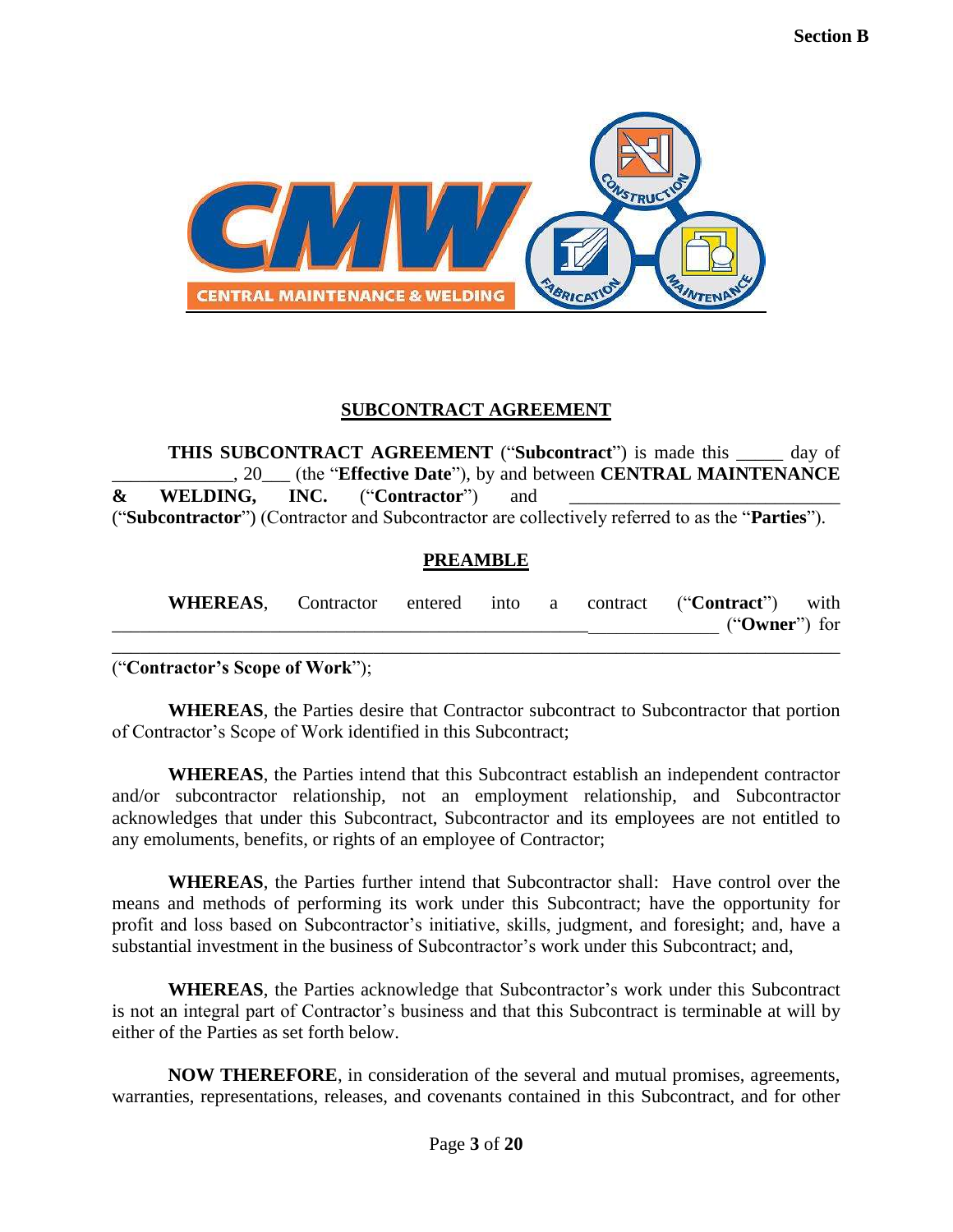**Section B**

## SUBCONTRACT AGREEMENT

**THIS SUBCONTRACT AGREEMENT** ("**Subcontract**") is made this _____ day of _____________, 20___ (the "**Effective Date**"), by and between **CENTRAL MAINTENANCE & WELDING, INC.** ("**Contractor**") and ____________________________ ("**Subcontractor**") (Contractor and Subcontractor are collectively referred to as the "**Parties**").

## PREAMBLE

**WHEREAS**, Contractor entered into a contract ("**Contract**") with ______________________________________________________________ ("**Owner**") for ________________________________________________________________________________ ("**Contractor's Scope of Work**");

**WHEREAS**, the Parties desire that Contractor subcontract to Subcontractor that portion of Contractor's Scope of Work identified in this Subcontract;

**WHEREAS**, the Parties intend that this Subcontract establish an independent contractor and/or subcontractor relationship, not an employment relationship, and Subcontractor acknowledges that under this Subcontract, Subcontractor and its employees are not entitled to any emoluments, benefits, or rights of an employee of Contractor;

**WHEREAS**, the Parties further intend that Subcontractor shall: Have control over the means and methods of performing its work under this Subcontract; have the opportunity for profit and loss based on Subcontractor's initiative, skills, judgment, and foresight; and, have a substantial investment in the business of Subcontractor's work under this Subcontract; and,

**WHEREAS**, the Parties acknowledge that Subcontractor's work under this Subcontract is not an integral part of Contractor's business and that this Subcontract is terminable at will by either of the Parties as set forth below.

**NOW THEREFORE**, in consideration of the several and mutual promises, agreements, warranties, representations, releases, and covenants contained in this Subcontract, and for other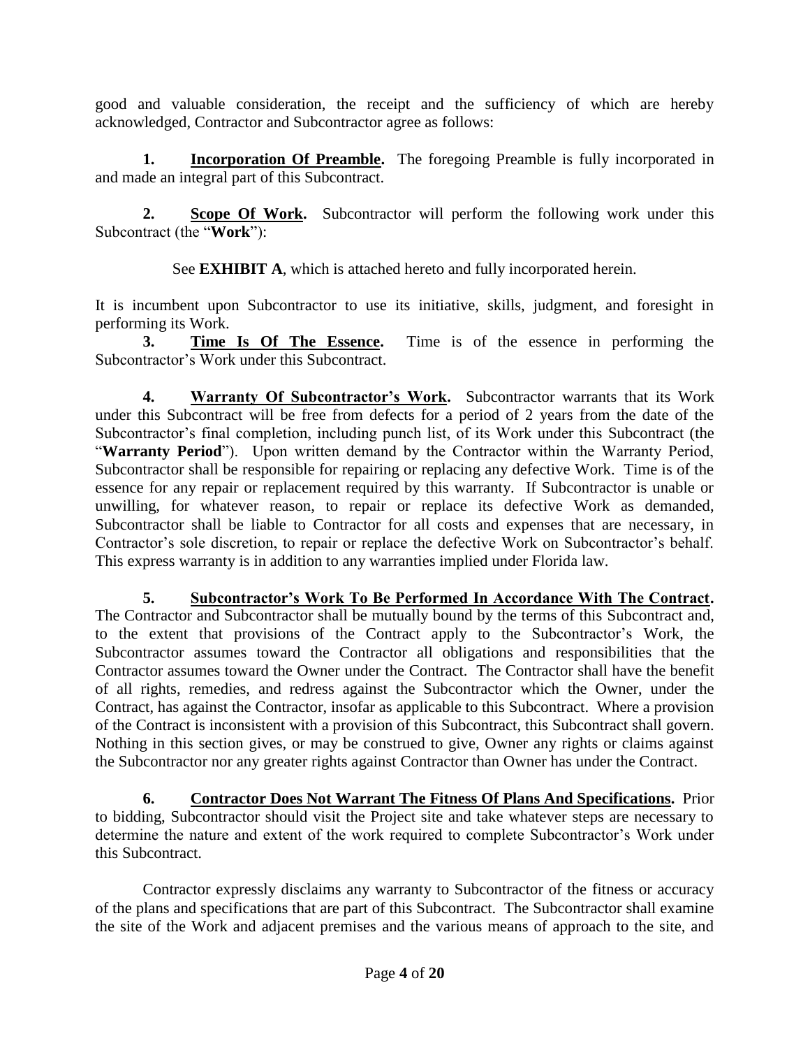good and valuable consideration, the receipt and the sufficiency of which are hereby acknowledged, Contractor and Subcontractor agree as follows:

**1. Incorporation Of Preamble.** The foregoing Preamble is fully incorporated in and made an integral part of this Subcontract.

**2. Scope Of Work.** Subcontractor will perform the following work under this Subcontract (the "**Work**"):

See **EXHIBIT A**, which is attached hereto and fully incorporated herein.

It is incumbent upon Subcontractor to use its initiative, skills, judgment, and foresight in performing its Work.

**3. Time Is Of The Essence.** Time is of the essence in performing the Subcontractor's Work under this Subcontract.

**4. Warranty Of Subcontractor's Work.** Subcontractor warrants that its Work under this Subcontract will be free from defects for a period of 2 years from the date of the Subcontractor's final completion, including punch list, of its Work under this Subcontract (the "**Warranty Period**"). Upon written demand by the Contractor within the Warranty Period, Subcontractor shall be responsible for repairing or replacing any defective Work. Time is of the essence for any repair or replacement required by this warranty. If Subcontractor is unable or unwilling, for whatever reason, to repair or replace its defective Work as demanded, Subcontractor shall be liable to Contractor for all costs and expenses that are necessary, in Contractor's sole discretion, to repair or replace the defective Work on Subcontractor's behalf. This express warranty is in addition to any warranties implied under Florida law.

**5. Subcontractor's Work To Be Performed In Accordance With The Contract.** The Contractor and Subcontractor shall be mutually bound by the terms of this Subcontract and, to the extent that provisions of the Contract apply to the Subcontractor's Work, the Subcontractor assumes toward the Contractor all obligations and responsibilities that the Contractor assumes toward the Owner under the Contract. The Contractor shall have the benefit of all rights, remedies, and redress against the Subcontractor which the Owner, under the Contract, has against the Contractor, insofar as applicable to this Subcontract. Where a provision of the Contract is inconsistent with a provision of this Subcontract, this Subcontract shall govern. Nothing in this section gives, or may be construed to give, Owner any rights or claims against the Subcontractor nor any greater rights against Contractor than Owner has under the Contract.

**6. Contractor Does Not Warrant The Fitness Of Plans And Specifications.** Prior to bidding, Subcontractor should visit the Project site and take whatever steps are necessary to determine the nature and extent of the work required to complete Subcontractor's Work under this Subcontract.

Contractor expressly disclaims any warranty to Subcontractor of the fitness or accuracy of the plans and specifications that are part of this Subcontract. The Subcontractor shall examine the site of the Work and adjacent premises and the various means of approach to the site, and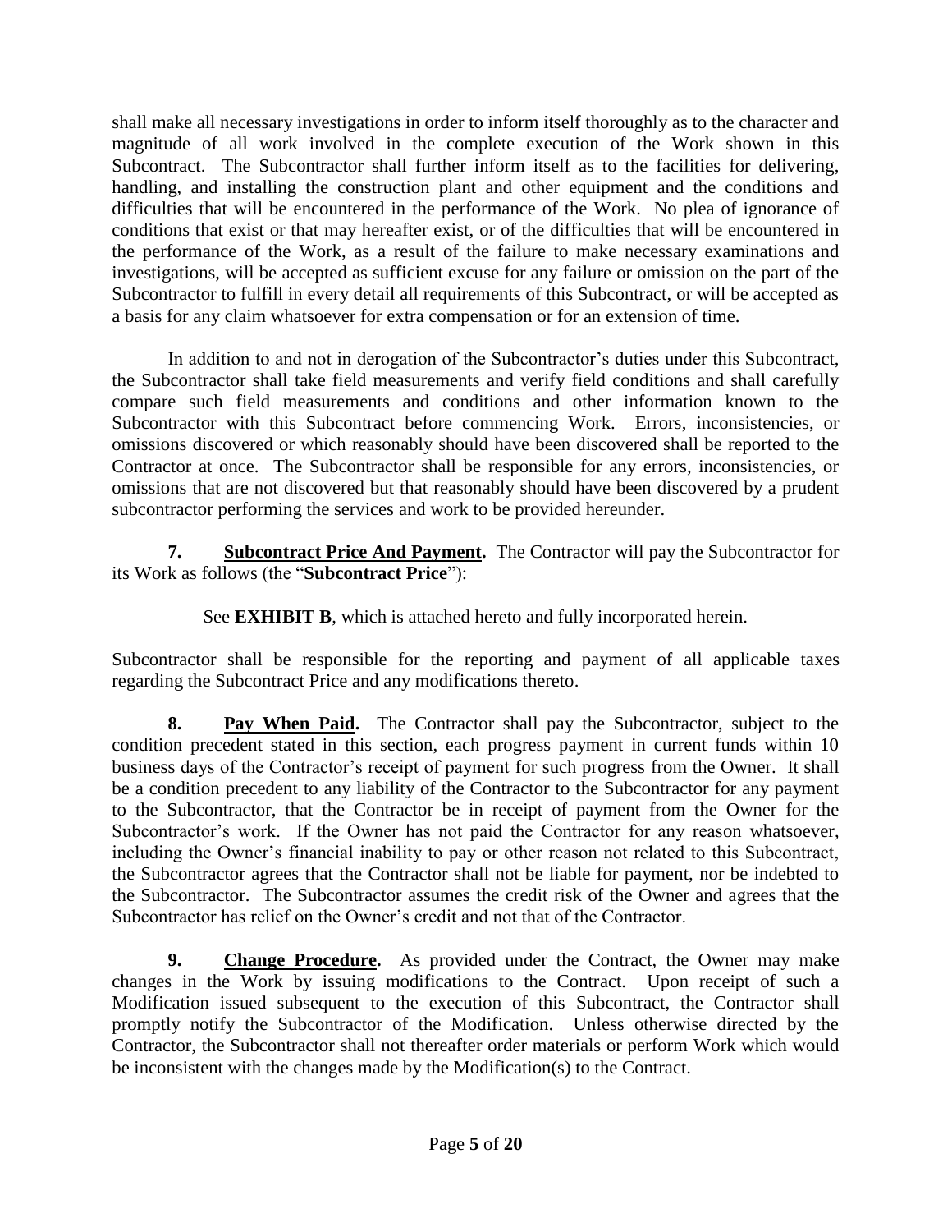shall make all necessary investigations in order to inform itself thoroughly as to the character and magnitude of all work involved in the complete execution of the Work shown in this Subcontract. The Subcontractor shall further inform itself as to the facilities for delivering, handling, and installing the construction plant and other equipment and the conditions and difficulties that will be encountered in the performance of the Work. No plea of ignorance of conditions that exist or that may hereafter exist, or of the difficulties that will be encountered in the performance of the Work, as a result of the failure to make necessary examinations and investigations, will be accepted as sufficient excuse for any failure or omission on the part of the Subcontractor to fulfill in every detail all requirements of this Subcontract, or will be accepted as a basis for any claim whatsoever for extra compensation or for an extension of time.

In addition to and not in derogation of the Subcontractor's duties under this Subcontract, the Subcontractor shall take field measurements and verify field conditions and shall carefully compare such field measurements and conditions and other information known to the Subcontractor with this Subcontract before commencing Work. Errors, inconsistencies, or omissions discovered or which reasonably should have been discovered shall be reported to the Contractor at once. The Subcontractor shall be responsible for any errors, inconsistencies, or omissions that are not discovered but that reasonably should have been discovered by a prudent subcontractor performing the services and work to be provided hereunder.

**7. Subcontract Price And Payment.** The Contractor will pay the Subcontractor for its Work as follows (the "**Subcontract Price**"):

See **EXHIBIT B**, which is attached hereto and fully incorporated herein.

Subcontractor shall be responsible for the reporting and payment of all applicable taxes regarding the Subcontract Price and any modifications thereto.

**8. Pay When Paid.** The Contractor shall pay the Subcontractor, subject to the condition precedent stated in this section, each progress payment in current funds within 10 business days of the Contractor's receipt of payment for such progress from the Owner. It shall be a condition precedent to any liability of the Contractor to the Subcontractor for any payment to the Subcontractor, that the Contractor be in receipt of payment from the Owner for the Subcontractor's work. If the Owner has not paid the Contractor for any reason whatsoever, including the Owner's financial inability to pay or other reason not related to this Subcontract, the Subcontractor agrees that the Contractor shall not be liable for payment, nor be indebted to the Subcontractor. The Subcontractor assumes the credit risk of the Owner and agrees that the Subcontractor has relief on the Owner's credit and not that of the Contractor.

**9. Change Procedure.** As provided under the Contract, the Owner may make changes in the Work by issuing modifications to the Contract. Upon receipt of such a Modification issued subsequent to the execution of this Subcontract, the Contractor shall promptly notify the Subcontractor of the Modification. Unless otherwise directed by the Contractor, the Subcontractor shall not thereafter order materials or perform Work which would be inconsistent with the changes made by the Modification(s) to the Contract.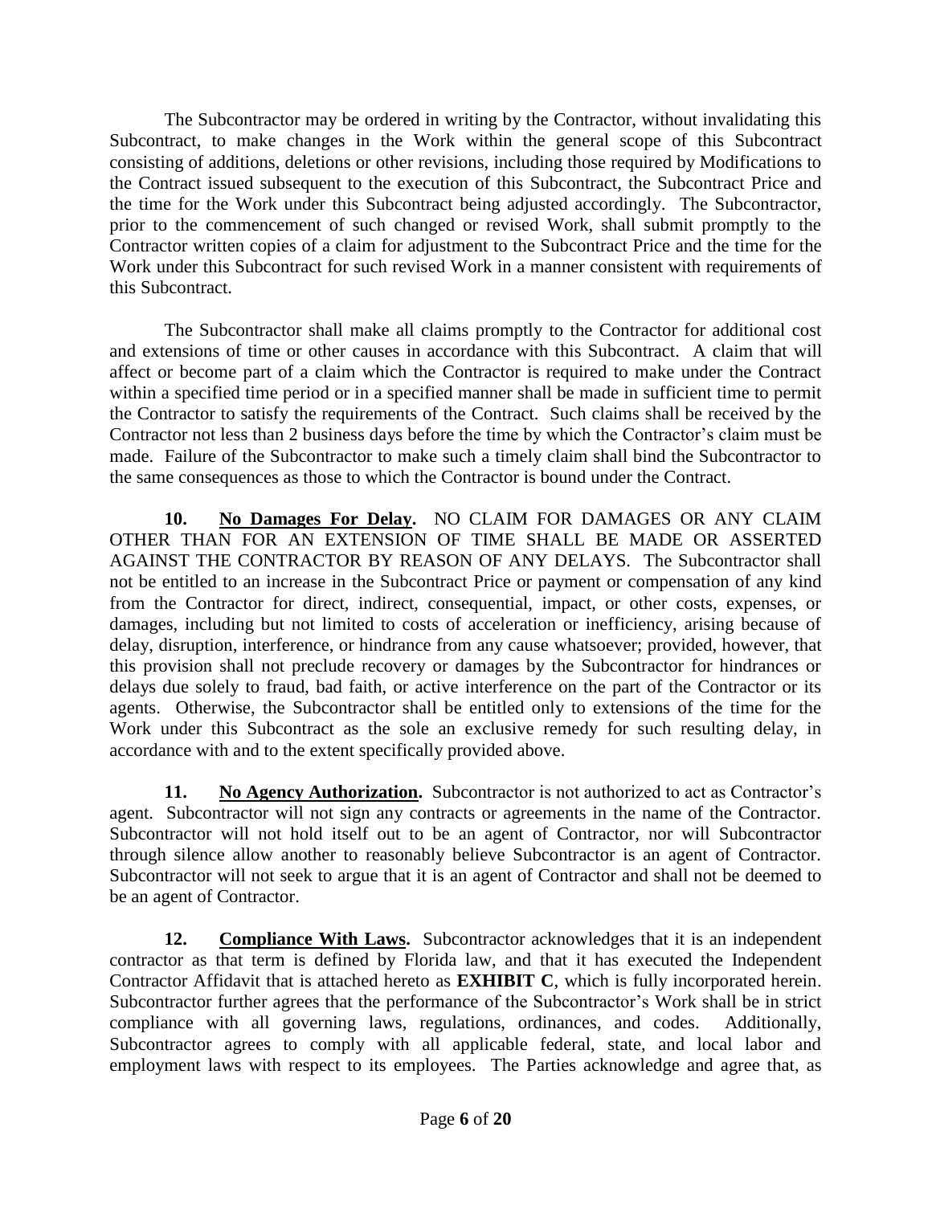The Subcontractor may be ordered in writing by the Contractor, without invalidating this Subcontract, to make changes in the Work within the general scope of this Subcontract consisting of additions, deletions or other revisions, including those required by Modifications to the Contract issued subsequent to the execution of this Subcontract, the Subcontract Price and the time for the Work under this Subcontract being adjusted accordingly. The Subcontractor, prior to the commencement of such changed or revised Work, shall submit promptly to the Contractor written copies of a claim for adjustment to the Subcontract Price and the time for the Work under this Subcontract for such revised Work in a manner consistent with requirements of this Subcontract.

The Subcontractor shall make all claims promptly to the Contractor for additional cost and extensions of time or other causes in accordance with this Subcontract. A claim that will affect or become part of a claim which the Contractor is required to make under the Contract within a specified time period or in a specified manner shall be made in sufficient time to permit the Contractor to satisfy the requirements of the Contract. Such claims shall be received by the Contractor not less than 2 business days before the time by which the Contractor's claim must be made. Failure of the Subcontractor to make such a timely claim shall bind the Subcontractor to the same consequences as those to which the Contractor is bound under the Contract.

**10. <u>No Damages For Delay</u>.** NO CLAIM FOR DAMAGES OR ANY CLAIM OTHER THAN FOR AN EXTENSION OF TIME SHALL BE MADE OR ASSERTED AGAINST THE CONTRACTOR BY REASON OF ANY DELAYS. The Subcontractor shall not be entitled to an increase in the Subcontract Price or payment or compensation of any kind from the Contractor for direct, indirect, consequential, impact, or other costs, expenses, or damages, including but not limited to costs of acceleration or inefficiency, arising because of delay, disruption, interference, or hindrance from any cause whatsoever; provided, however, that this provision shall not preclude recovery or damages by the Subcontractor for hindrances or delays due solely to fraud, bad faith, or active interference on the part of the Contractor or its agents. Otherwise, the Subcontractor shall be entitled only to extensions of the time for the Work under this Subcontract as the sole an exclusive remedy for such resulting delay, in accordance with and to the extent specifically provided above.

**11. <u>No Agency Authorization</u>.** Subcontractor is not authorized to act as Contractor's agent. Subcontractor will not sign any contracts or agreements in the name of the Contractor. Subcontractor will not hold itself out to be an agent of Contractor, nor will Subcontractor through silence allow another to reasonably believe Subcontractor is an agent of Contractor. Subcontractor will not seek to argue that it is an agent of Contractor and shall not be deemed to be an agent of Contractor.

**12. <u>Compliance With Laws</u>.** Subcontractor acknowledges that it is an independent contractor as that term is defined by Florida law, and that it has executed the Independent Contractor Affidavit that is attached hereto as **EXHIBIT C**, which is fully incorporated herein. Subcontractor further agrees that the performance of the Subcontractor's Work shall be in strict compliance with all governing laws, regulations, ordinances, and codes. Additionally, Subcontractor agrees to comply with all applicable federal, state, and local labor and employment laws with respect to its employees. The Parties acknowledge and agree that, as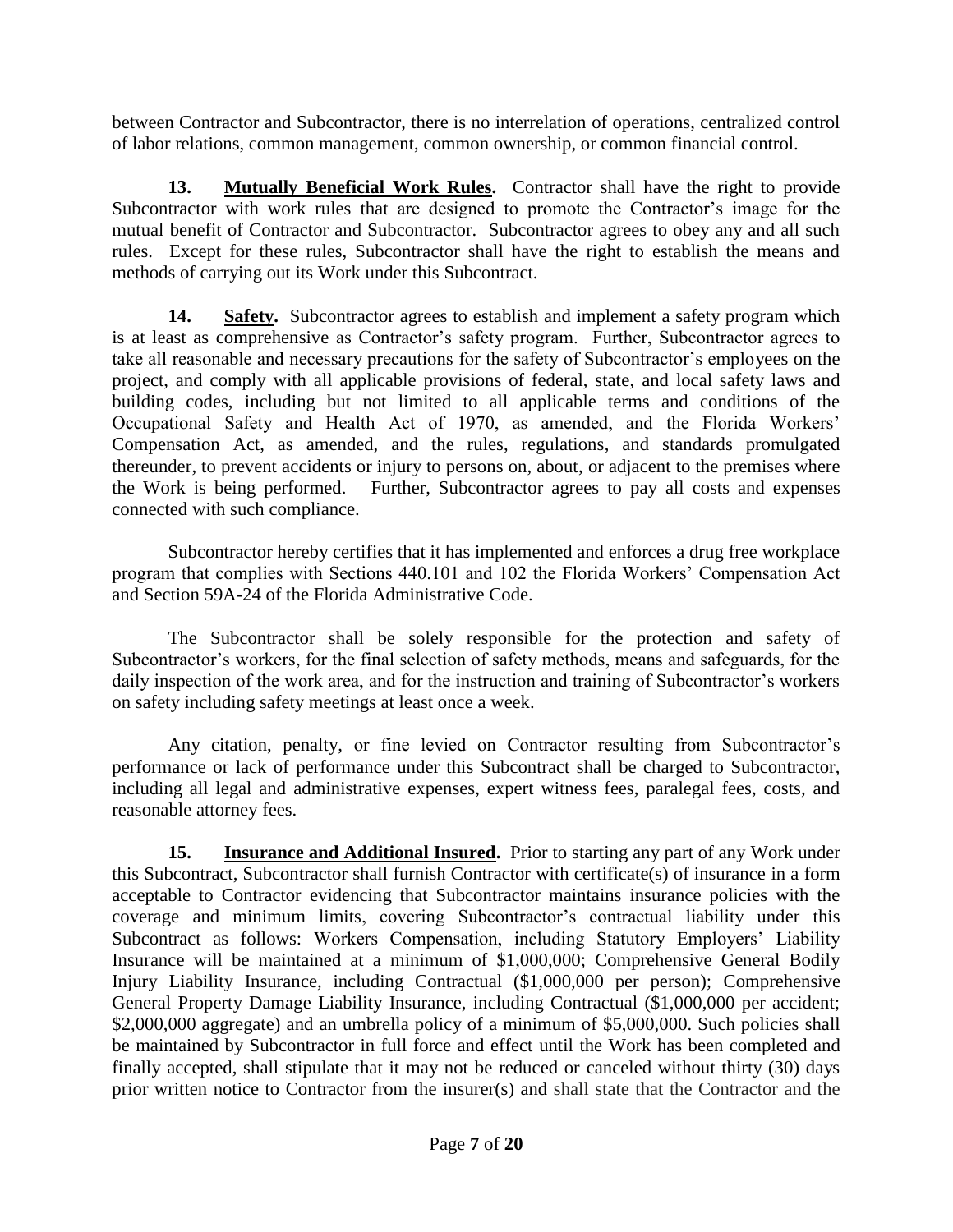between Contractor and Subcontractor, there is no interrelation of operations, centralized control of labor relations, common management, common ownership, or common financial control.

**13. <u>Mutually Beneficial Work Rules</u>.** Contractor shall have the right to provide Subcontractor with work rules that are designed to promote the Contractor's image for the mutual benefit of Contractor and Subcontractor. Subcontractor agrees to obey any and all such rules. Except for these rules, Subcontractor shall have the right to establish the means and methods of carrying out its Work under this Subcontract.

**14. <u>Safety</u>.** Subcontractor agrees to establish and implement a safety program which is at least as comprehensive as Contractor's safety program. Further, Subcontractor agrees to take all reasonable and necessary precautions for the safety of Subcontractor's employees on the project, and comply with all applicable provisions of federal, state, and local safety laws and building codes, including but not limited to all applicable terms and conditions of the Occupational Safety and Health Act of 1970, as amended, and the Florida Workers' Compensation Act, as amended, and the rules, regulations, and standards promulgated thereunder, to prevent accidents or injury to persons on, about, or adjacent to the premises where the Work is being performed. Further, Subcontractor agrees to pay all costs and expenses connected with such compliance.

Subcontractor hereby certifies that it has implemented and enforces a drug free workplace program that complies with Sections 440.101 and 102 the Florida Workers' Compensation Act and Section 59A-24 of the Florida Administrative Code.

The Subcontractor shall be solely responsible for the protection and safety of Subcontractor's workers, for the final selection of safety methods, means and safeguards, for the daily inspection of the work area, and for the instruction and training of Subcontractor's workers on safety including safety meetings at least once a week.

Any citation, penalty, or fine levied on Contractor resulting from Subcontractor's performance or lack of performance under this Subcontract shall be charged to Subcontractor, including all legal and administrative expenses, expert witness fees, paralegal fees, costs, and reasonable attorney fees.

**15. <u>Insurance and Additional Insured</u>.** Prior to starting any part of any Work under this Subcontract, Subcontractor shall furnish Contractor with certificate(s) of insurance in a form acceptable to Contractor evidencing that Subcontractor maintains insurance policies with the coverage and minimum limits, covering Subcontractor's contractual liability under this Subcontract as follows: Workers Compensation, including Statutory Employers' Liability Insurance will be maintained at a minimum of $1,000,000; Comprehensive General Bodily Injury Liability Insurance, including Contractual ($1,000,000 per person); Comprehensive General Property Damage Liability Insurance, including Contractual ($1,000,000 per accident; $2,000,000 aggregate) and an umbrella policy of a minimum of $5,000,000. Such policies shall be maintained by Subcontractor in full force and effect until the Work has been completed and finally accepted, shall stipulate that it may not be reduced or canceled without thirty (30) days prior written notice to Contractor from the insurer(s) and shall state that the Contractor and the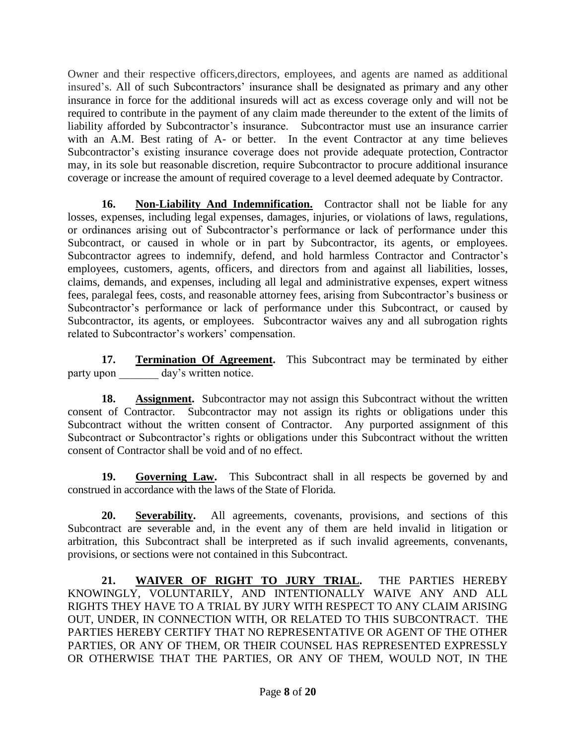Owner and their respective officers,directors, employees, and agents are named as additional insured's. All of such Subcontractors' insurance shall be designated as primary and any other insurance in force for the additional insureds will act as excess coverage only and will not be required to contribute in the payment of any claim made thereunder to the extent of the limits of liability afforded by Subcontractor's insurance. Subcontractor must use an insurance carrier with an A.M. Best rating of A- or better. In the event Contractor at any time believes Subcontractor's existing insurance coverage does not provide adequate protection, Contractor may, in its sole but reasonable discretion, require Subcontractor to procure additional insurance coverage or increase the amount of required coverage to a level deemed adequate by Contractor.

**16. Non-Liability And Indemnification.** Contractor shall not be liable for any losses, expenses, including legal expenses, damages, injuries, or violations of laws, regulations, or ordinances arising out of Subcontractor's performance or lack of performance under this Subcontract, or caused in whole or in part by Subcontractor, its agents, or employees. Subcontractor agrees to indemnify, defend, and hold harmless Contractor and Contractor's employees, customers, agents, officers, and directors from and against all liabilities, losses, claims, demands, and expenses, including all legal and administrative expenses, expert witness fees, paralegal fees, costs, and reasonable attorney fees, arising from Subcontractor's business or Subcontractor's performance or lack of performance under this Subcontract, or caused by Subcontractor, its agents, or employees. Subcontractor waives any and all subrogation rights related to Subcontractor's workers' compensation.

**17. Termination Of Agreement.** This Subcontract may be terminated by either party upon _______ day's written notice.

**18. Assignment.** Subcontractor may not assign this Subcontract without the written consent of Contractor. Subcontractor may not assign its rights or obligations under this Subcontract without the written consent of Contractor. Any purported assignment of this Subcontract or Subcontractor's rights or obligations under this Subcontract without the written consent of Contractor shall be void and of no effect.

**19. Governing Law.** This Subcontract shall in all respects be governed by and construed in accordance with the laws of the State of Florida.

**20. Severability.** All agreements, covenants, provisions, and sections of this Subcontract are severable and, in the event any of them are held invalid in litigation or arbitration, this Subcontract shall be interpreted as if such invalid agreements, convenants, provisions, or sections were not contained in this Subcontract.

**21. WAIVER OF RIGHT TO JURY TRIAL.** THE PARTIES HEREBY KNOWINGLY, VOLUNTARILY, AND INTENTIONALLY WAIVE ANY AND ALL RIGHTS THEY HAVE TO A TRIAL BY JURY WITH RESPECT TO ANY CLAIM ARISING OUT, UNDER, IN CONNECTION WITH, OR RELATED TO THIS SUBCONTRACT. THE PARTIES HEREBY CERTIFY THAT NO REPRESENTATIVE OR AGENT OF THE OTHER PARTIES, OR ANY OF THEM, OR THEIR COUNSEL HAS REPRESENTED EXPRESSLY OR OTHERWISE THAT THE PARTIES, OR ANY OF THEM, WOULD NOT, IN THE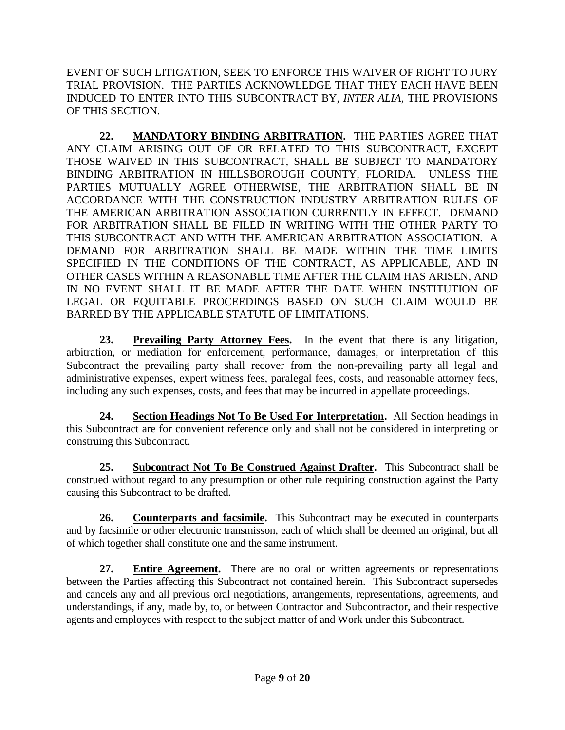EVENT OF SUCH LITIGATION, SEEK TO ENFORCE THIS WAIVER OF RIGHT TO JURY TRIAL PROVISION. THE PARTIES ACKNOWLEDGE THAT THEY EACH HAVE BEEN INDUCED TO ENTER INTO THIS SUBCONTRACT BY, *INTER ALIA*, THE PROVISIONS OF THIS SECTION.

**22. <u>MANDATORY BINDING ARBITRATION</u>.** THE PARTIES AGREE THAT ANY CLAIM ARISING OUT OF OR RELATED TO THIS SUBCONTRACT, EXCEPT THOSE WAIVED IN THIS SUBCONTRACT, SHALL BE SUBJECT TO MANDATORY BINDING ARBITRATION IN HILLSBOROUGH COUNTY, FLORIDA. UNLESS THE PARTIES MUTUALLY AGREE OTHERWISE, THE ARBITRATION SHALL BE IN ACCORDANCE WITH THE CONSTRUCTION INDUSTRY ARBITRATION RULES OF THE AMERICAN ARBITRATION ASSOCIATION CURRENTLY IN EFFECT. DEMAND FOR ARBITRATION SHALL BE FILED IN WRITING WITH THE OTHER PARTY TO THIS SUBCONTRACT AND WITH THE AMERICAN ARBITRATION ASSOCIATION. A DEMAND FOR ARBITRATION SHALL BE MADE WITHIN THE TIME LIMITS SPECIFIED IN THE CONDITIONS OF THE CONTRACT, AS APPLICABLE, AND IN OTHER CASES WITHIN A REASONABLE TIME AFTER THE CLAIM HAS ARISEN, AND IN NO EVENT SHALL IT BE MADE AFTER THE DATE WHEN INSTITUTION OF LEGAL OR EQUITABLE PROCEEDINGS BASED ON SUCH CLAIM WOULD BE BARRED BY THE APPLICABLE STATUTE OF LIMITATIONS.

**23. <u>Prevailing Party Attorney Fees</u>.** In the event that there is any litigation, arbitration, or mediation for enforcement, performance, damages, or interpretation of this Subcontract the prevailing party shall recover from the non-prevailing party all legal and administrative expenses, expert witness fees, paralegal fees, costs, and reasonable attorney fees, including any such expenses, costs, and fees that may be incurred in appellate proceedings.

**24. <u>Section Headings Not To Be Used For Interpretation</u>.** All Section headings in this Subcontract are for convenient reference only and shall not be considered in interpreting or construing this Subcontract.

**25. <u>Subcontract Not To Be Construed Against Drafter</u>.** This Subcontract shall be construed without regard to any presumption or other rule requiring construction against the Party causing this Subcontract to be drafted.

**26. <u>Counterparts and facsimile</u>.** This Subcontract may be executed in counterparts and by facsimile or other electronic transmisson, each of which shall be deemed an original, but all of which together shall constitute one and the same instrument.

**27. <u>Entire Agreement</u>.** There are no oral or written agreements or representations between the Parties affecting this Subcontract not contained herein. This Subcontract supersedes and cancels any and all previous oral negotiations, arrangements, representations, agreements, and understandings, if any, made by, to, or between Contractor and Subcontractor, and their respective agents and employees with respect to the subject matter of and Work under this Subcontract.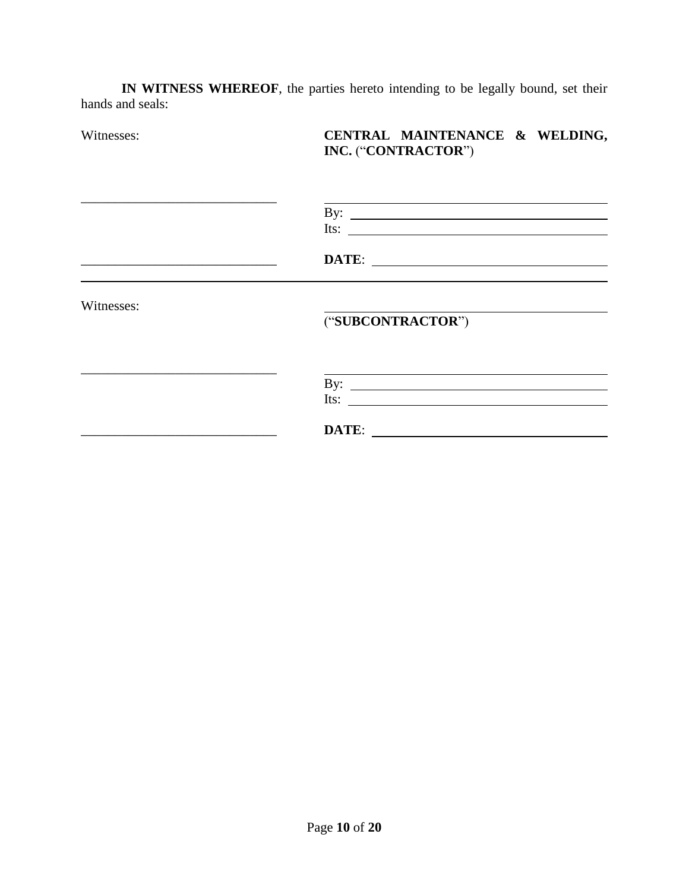**IN WITNESS WHEREOF**, the parties hereto intending to be legally bound, set their hands and seals:

| Witnesses: | **CENTRAL MAINTENANCE & WELDING, INC.** ("**CONTRACTOR**") |
|---|---|
| ______________________________ | ______________________________ |
| | By: ______________________________ |
| | Its: ______________________________ |
| ______________________________ | **DATE**: ______________________________ |

| Witnesses: | ______________________________ ("**SUBCONTRACTOR**") |
|---|---|
| ______________________________ | ______________________________ |
| | By: ______________________________ |
| | Its: ______________________________ |
| ______________________________ | **DATE**: ______________________________ |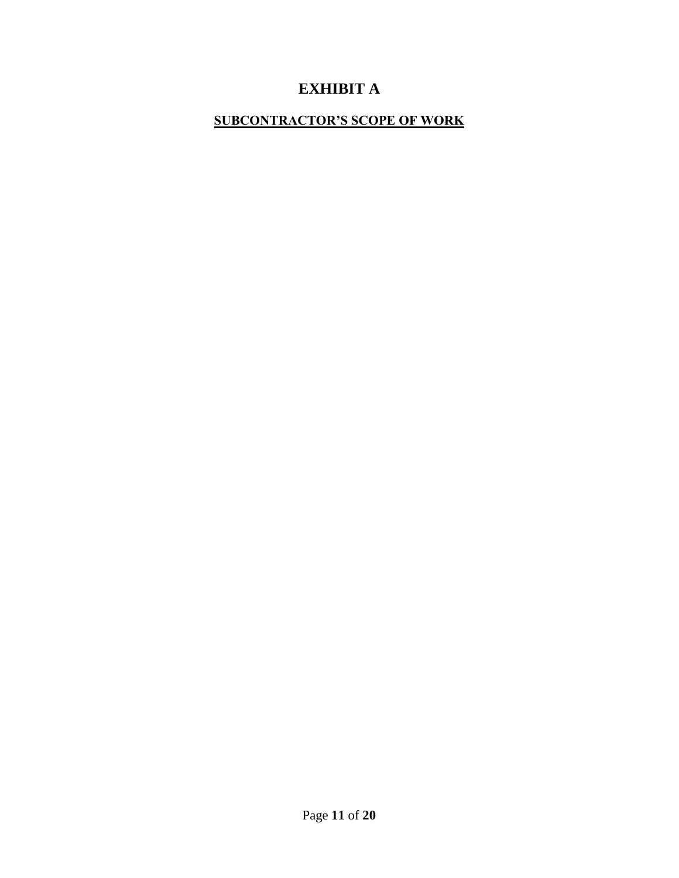# EXHIBIT A

## SUBCONTRACTOR'S SCOPE OF WORK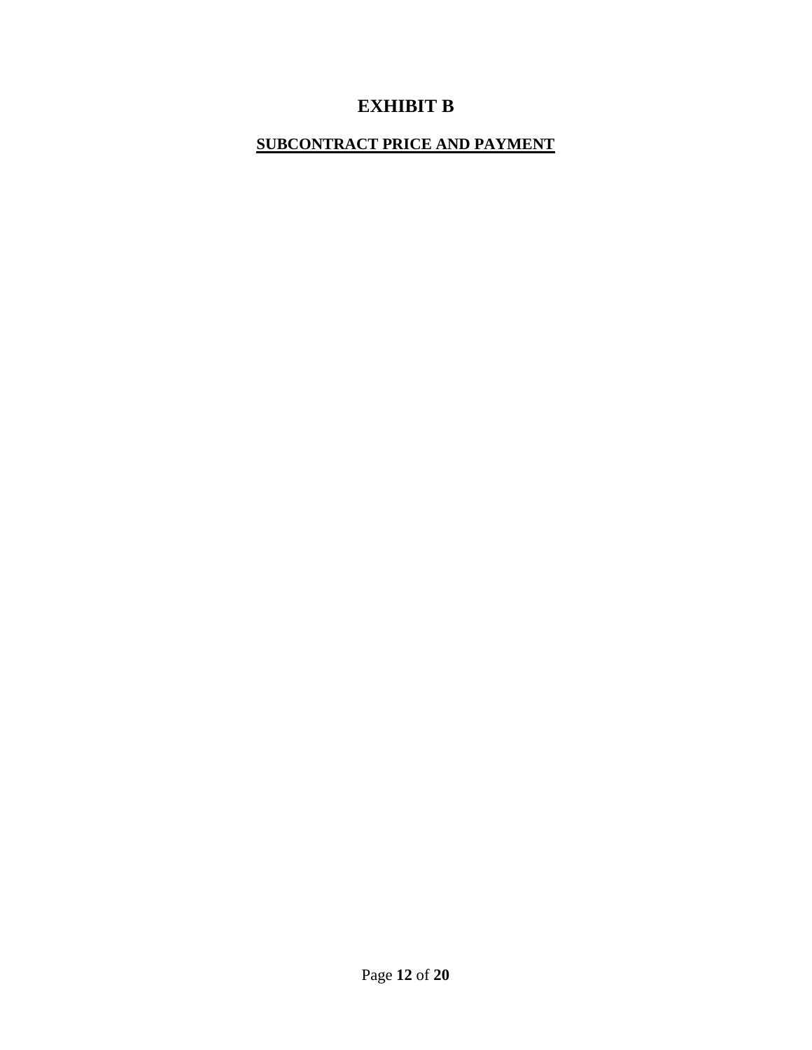# EXHIBIT B

## SUBCONTRACT PRICE AND PAYMENT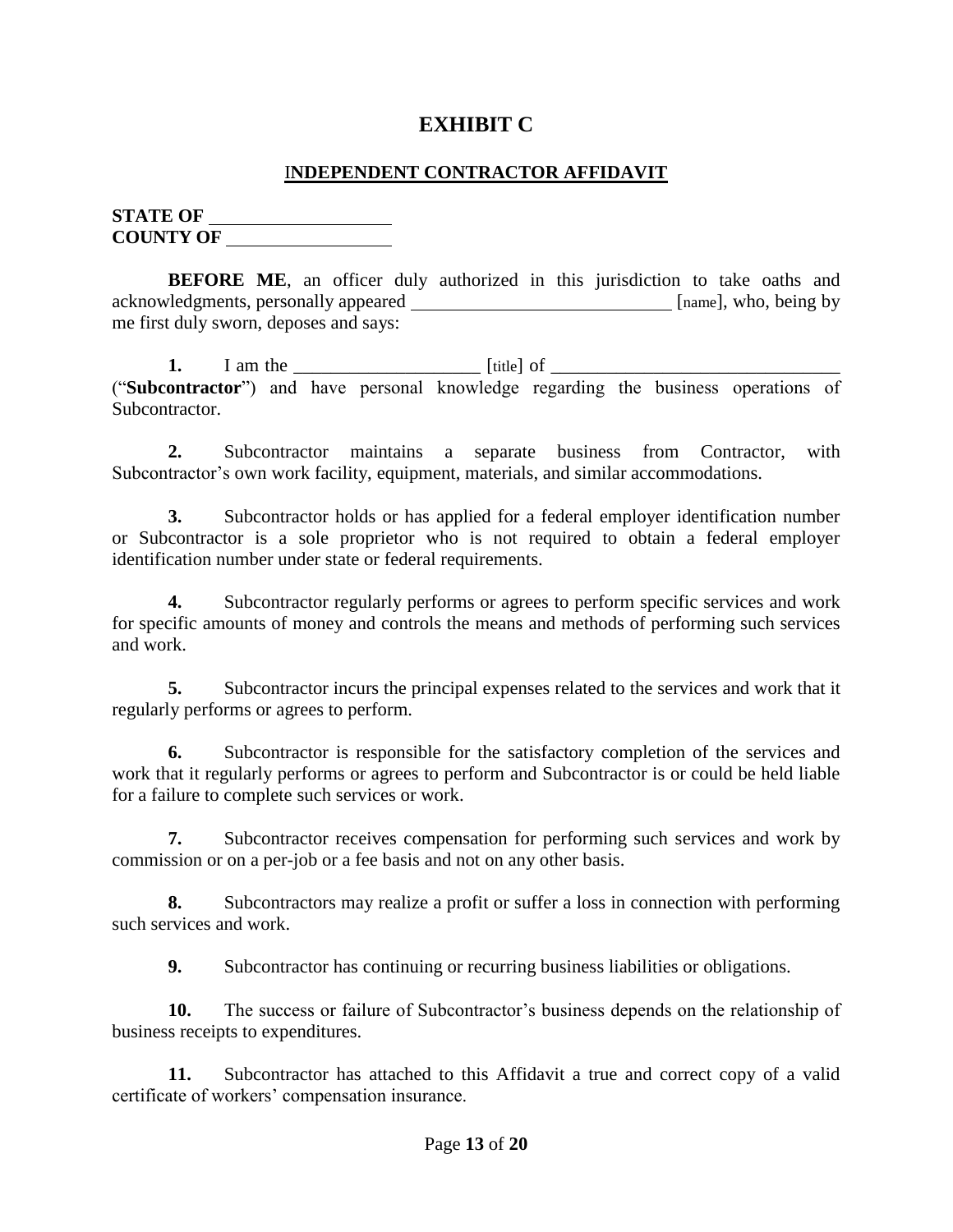# EXHIBIT C

## INDEPENDENT CONTRACTOR AFFIDAVIT

**STATE OF** ____________________
**COUNTY OF** __________________

**BEFORE ME**, an officer duly authorized in this jurisdiction to take oaths and acknowledgments, personally appeared ____________________________ [name], who, being by me first duly sworn, deposes and says:

**1.** I am the ____________________ [title] of _______________________________ ("**Subcontractor**") and have personal knowledge regarding the business operations of Subcontractor.

**2.** Subcontractor maintains a separate business from Contractor, with Subcontractor's own work facility, equipment, materials, and similar accommodations.

**3.** Subcontractor holds or has applied for a federal employer identification number or Subcontractor is a sole proprietor who is not required to obtain a federal employer identification number under state or federal requirements.

**4.** Subcontractor regularly performs or agrees to perform specific services and work for specific amounts of money and controls the means and methods of performing such services and work.

**5.** Subcontractor incurs the principal expenses related to the services and work that it regularly performs or agrees to perform.

**6.** Subcontractor is responsible for the satisfactory completion of the services and work that it regularly performs or agrees to perform and Subcontractor is or could be held liable for a failure to complete such services or work.

**7.** Subcontractor receives compensation for performing such services and work by commission or on a per-job or a fee basis and not on any other basis.

**8.** Subcontractors may realize a profit or suffer a loss in connection with performing such services and work.

**9.** Subcontractor has continuing or recurring business liabilities or obligations.

**10.** The success or failure of Subcontractor's business depends on the relationship of business receipts to expenditures.

**11.** Subcontractor has attached to this Affidavit a true and correct copy of a valid certificate of workers' compensation insurance.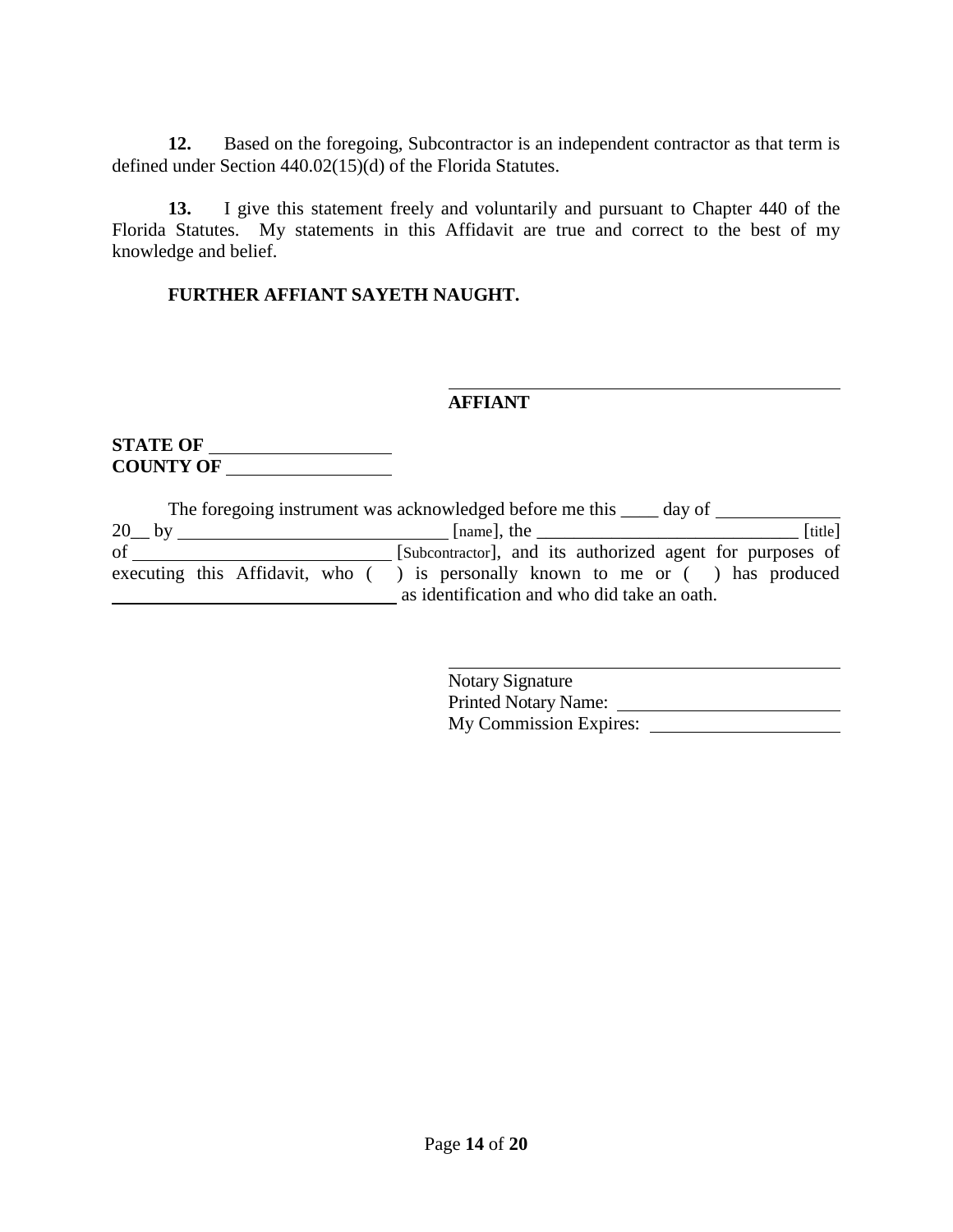**12.** Based on the foregoing, Subcontractor is an independent contractor as that term is defined under Section 440.02(15)(d) of the Florida Statutes.

**13.** I give this statement freely and voluntarily and pursuant to Chapter 440 of the Florida Statutes. My statements in this Affidavit are true and correct to the best of my knowledge and belief.

**FURTHER AFFIANT SAYETH NAUGHT.**

\_\_\_\_\_\_\_\_\_\_\_\_\_\_\_\_\_\_\_\_\_\_\_\_\_\_\_\_\_\_\_\_\_\_\_\_\_\_\_\_

**AFFIANT**

**STATE OF** \_\_\_\_\_\_\_\_\_\_\_\_\_\_\_\_\_\_\_\_
**COUNTY OF** \_\_\_\_\_\_\_\_\_\_\_\_\_\_\_\_\_\_

The foregoing instrument was acknowledged before me this \_\_\_\_ day of \_\_\_\_\_\_\_\_\_\_\_\_\_ 20\_\_ by \_\_\_\_\_\_\_\_\_\_\_\_\_\_\_\_\_\_\_\_\_\_\_\_\_\_\_\_\_ [name], the \_\_\_\_\_\_\_\_\_\_\_\_\_\_\_\_\_\_\_\_\_\_\_\_\_\_\_\_\_ [title] of \_\_\_\_\_\_\_\_\_\_\_\_\_\_\_\_\_\_\_\_\_\_\_\_\_\_\_\_ [Subcontractor], and its authorized agent for purposes of executing this Affidavit, who ( ) is personally known to me or ( ) has produced \_\_\_\_\_\_\_\_\_\_\_\_\_\_\_\_\_\_\_\_\_\_\_\_\_\_\_\_\_\_\_\_ as identification and who did take an oath.

\_\_\_\_\_\_\_\_\_\_\_\_\_\_\_\_\_\_\_\_\_\_\_\_\_\_\_\_\_\_\_\_\_\_\_\_\_\_\_\_

Notary Signature
Printed Notary Name: \_\_\_\_\_\_\_\_\_\_\_\_\_\_\_\_\_\_\_\_\_\_\_\_
My Commission Expires: \_\_\_\_\_\_\_\_\_\_\_\_\_\_\_\_\_\_\_\_\_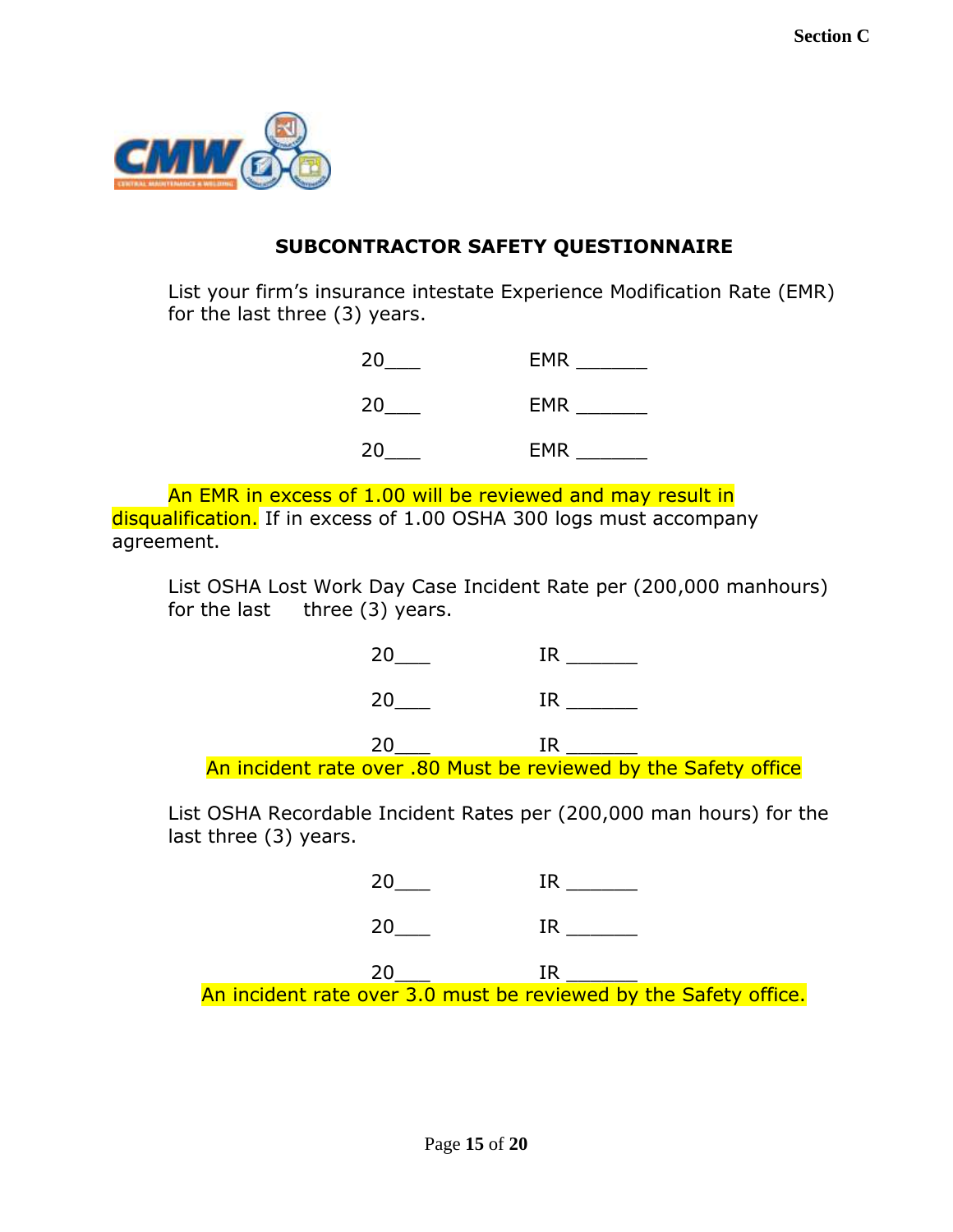## SUBCONTRACTOR SAFETY QUESTIONNAIRE

List your firm's insurance intestate Experience Modification Rate (EMR) for the last three (3) years.

20___ EMR ______

20___ EMR ______

20___ EMR ______

An EMR in excess of 1.00 will be reviewed and may result in disqualification. If in excess of 1.00 OSHA 300 logs must accompany agreement.

List OSHA Lost Work Day Case Incident Rate per (200,000 manhours) for the last three (3) years.

20___ IR ______

20___ IR ______

20___ IR ______

An incident rate over .80 Must be reviewed by the Safety office

List OSHA Recordable Incident Rates per (200,000 man hours) for the last three (3) years.

20___ IR ______

20___ IR ______

20___ IR ______

An incident rate over 3.0 must be reviewed by the Safety office.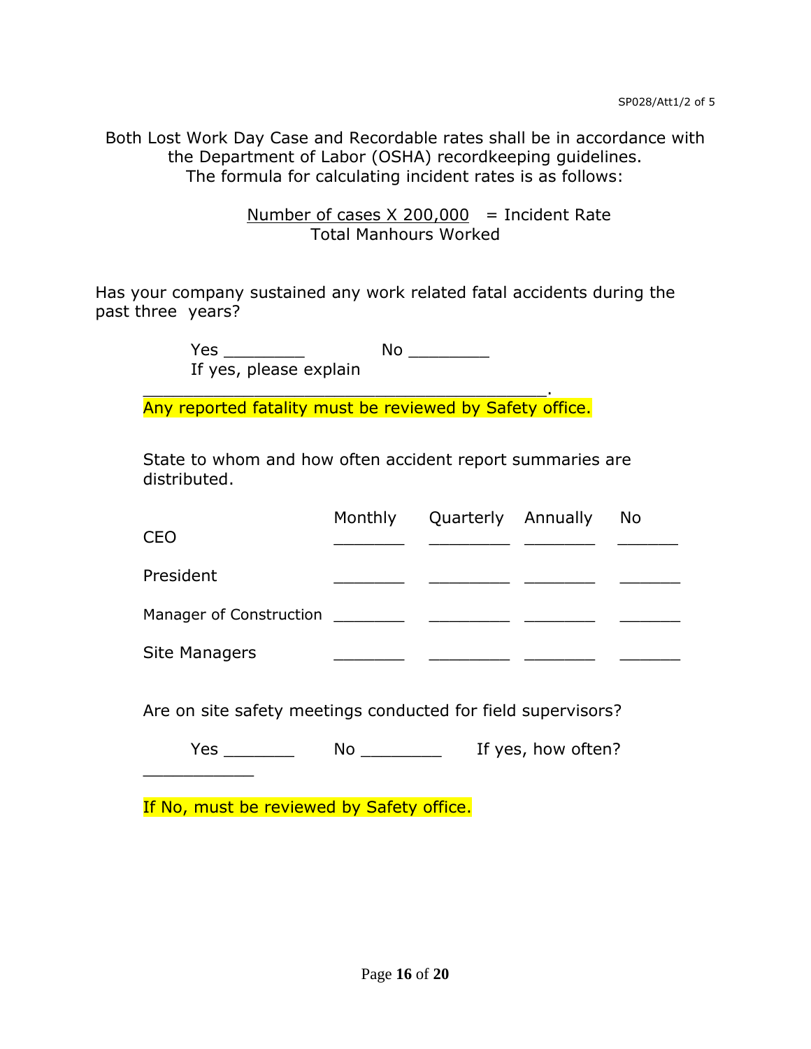Both Lost Work Day Case and Recordable rates shall be in accordance with the Department of Labor (OSHA) recordkeeping guidelines.
The formula for calculating incident rates is as follows:

$$\frac{\text{Number of cases} \times 200{,}000}{\text{Total Manhours Worked}} = \text{Incident Rate}$$

Has your company sustained any work related fatal accidents during the past three years?

Yes ________ No ________
If yes, please explain
________________________________________.

Any reported fatality must be reviewed by Safety office.

State to whom and how often accident report summaries are distributed.

| | Monthly | Quarterly | Annually | No |
|---|---|---|---|---|
| CEO | _______ | ________ | _______ | ______ |
| President | _______ | ________ | _______ | ______ |
| Manager of Construction | _______ | ________ | _______ | ______ |
| Site Managers | _______ | ________ | _______ | ______ |

Are on site safety meetings conducted for field supervisors?

Yes _______ No ________ If yes, how often?
___________

If No, must be reviewed by Safety office.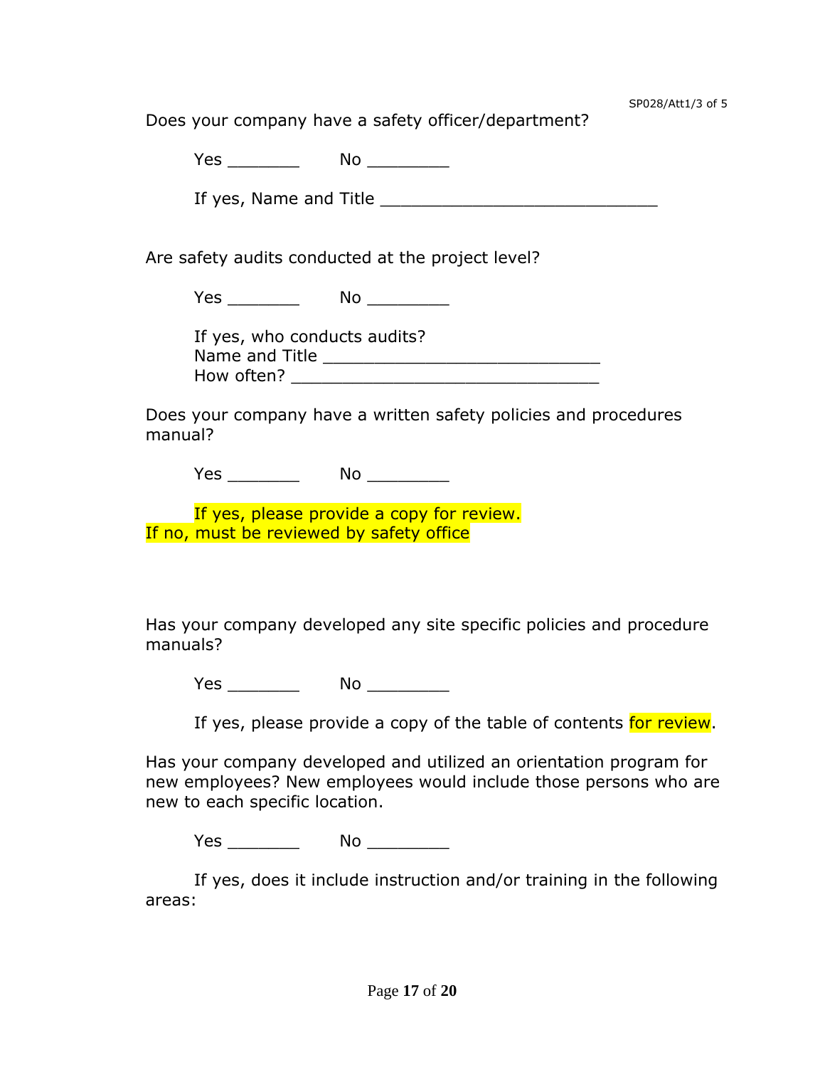Does your company have a safety officer/department?

Yes ________ No _________

If yes, Name and Title _____________________________

Are safety audits conducted at the project level?

Yes ________ No _________

If yes, who conducts audits?
Name and Title _____________________________
How often? _________________________________

Does your company have a written safety policies and procedures manual?

Yes ________ No _________

If yes, please provide a copy for review.
If no, must be reviewed by safety office

Has your company developed any site specific policies and procedure manuals?

Yes ________ No _________

If yes, please provide a copy of the table of contents for review.

Has your company developed and utilized an orientation program for new employees? New employees would include those persons who are new to each specific location.

Yes ________ No _________

If yes, does it include instruction and/or training in the following areas: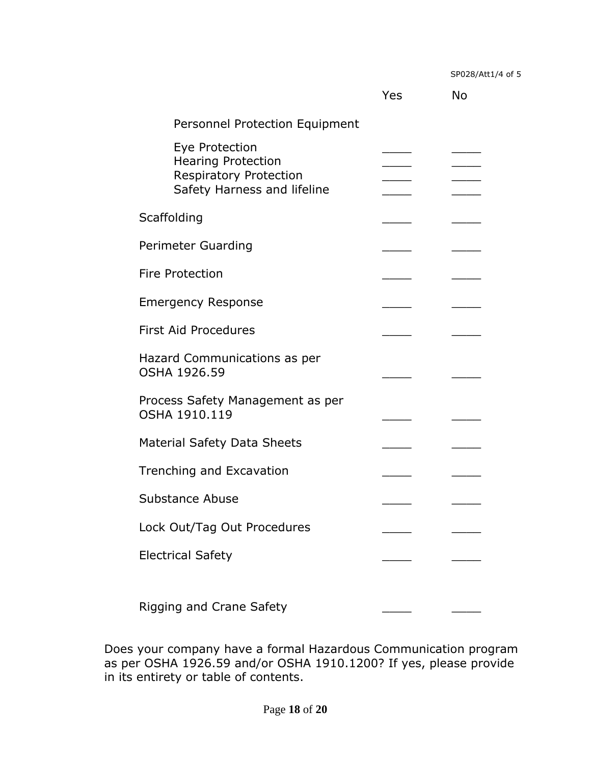SP028/Att1/4 of 5

| | Yes | No |
|---|---|---|
| Personnel Protection Equipment | | |
| Eye Protection | ____ | ____ |
| Hearing Protection | ____ | ____ |
| Respiratory Protection | ____ | ____ |
| Safety Harness and lifeline | ____ | ____ |
| Scaffolding | ____ | ____ |
| Perimeter Guarding | ____ | ____ |
| Fire Protection | ____ | ____ |
| Emergency Response | ____ | ____ |
| First Aid Procedures | ____ | ____ |
| Hazard Communications as per OSHA 1926.59 | ____ | ____ |
| Process Safety Management as per OSHA 1910.119 | ____ | ____ |
| Material Safety Data Sheets | ____ | ____ |
| Trenching and Excavation | ____ | ____ |
| Substance Abuse | ____ | ____ |
| Lock Out/Tag Out Procedures | ____ | ____ |
| Electrical Safety | ____ | ____ |
| Rigging and Crane Safety | ____ | ____ |

Does your company have a formal Hazardous Communication program as per OSHA 1926.59 and/or OSHA 1910.1200? If yes, please provide in its entirety or table of contents.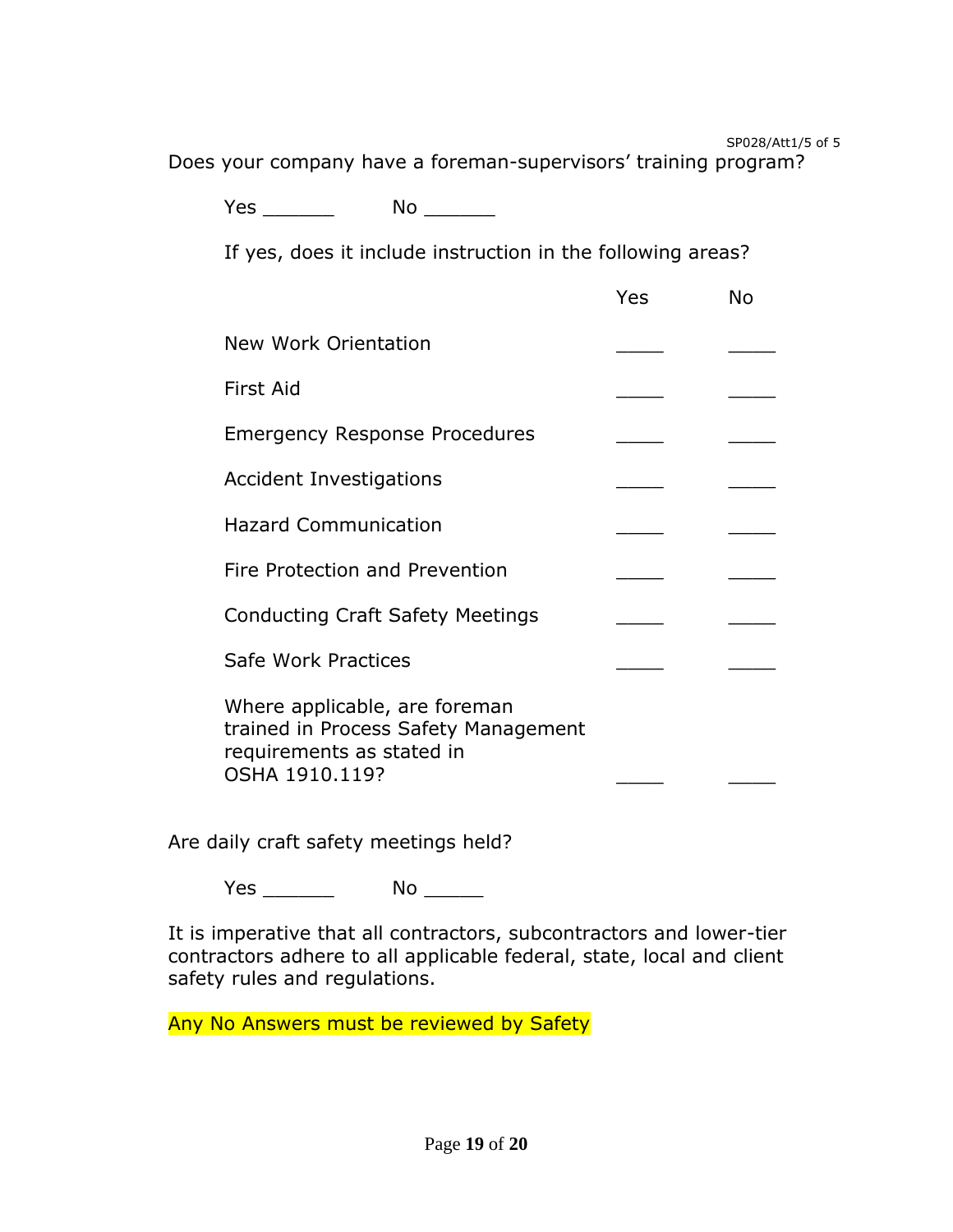Does your company have a foreman-supervisors' training program?

Yes ______ No ______

If yes, does it include instruction in the following areas?

| | Yes | No |
|---|---|---|
| New Work Orientation | ____ | ____ |
| First Aid | ____ | ____ |
| Emergency Response Procedures | ____ | ____ |
| Accident Investigations | ____ | ____ |
| Hazard Communication | ____ | ____ |
| Fire Protection and Prevention | ____ | ____ |
| Conducting Craft Safety Meetings | ____ | ____ |
| Safe Work Practices | ____ | ____ |
| Where applicable, are foreman trained in Process Safety Management requirements as stated in OSHA 1910.119? | ____ | ____ |

Are daily craft safety meetings held?

Yes ______ No _____

It is imperative that all contractors, subcontractors and lower-tier contractors adhere to all applicable federal, state, local and client safety rules and regulations.

Any No Answers must be reviewed by Safety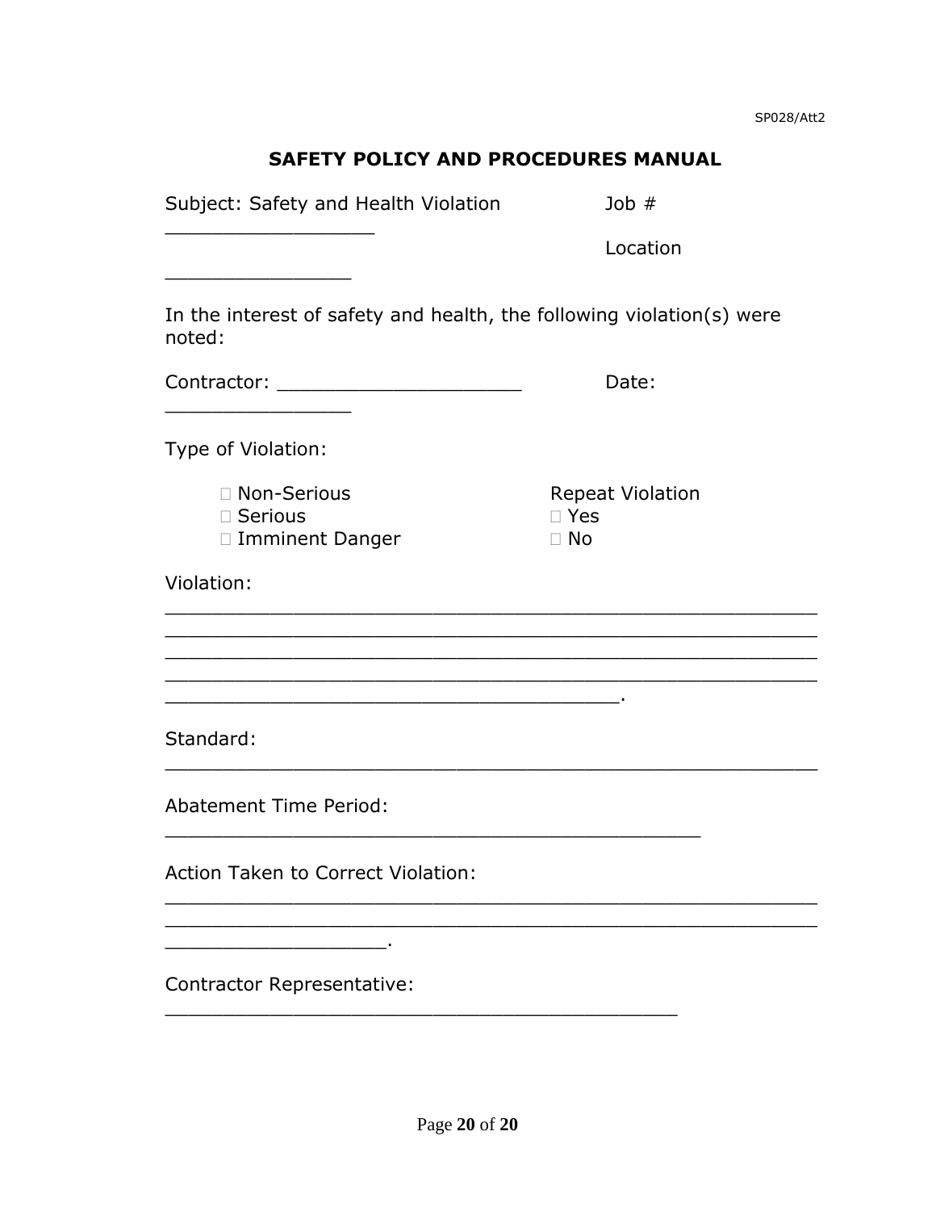SP028/Att2

# SAFETY POLICY AND PROCEDURES MANUAL

Subject: Safety and Health Violation                Job # ___________________

Location ________________

In the interest of safety and health, the following violation(s) were noted:

Contractor: _____________________                Date: ________________

Type of Violation:

☐ Non-Serious
☐ Serious
☐ Imminent Danger

Repeat Violation
☐ Yes
☐ No

Violation:

_________________________________________________________
_________________________________________________________
_________________________________________________________
_________________________________________________________
_______________________________________.

Standard:

_________________________________________________________

Abatement Time Period:

_______________________________________________

Action Taken to Correct Violation:

_________________________________________________________
_________________________________________________________
___________________.

Contractor Representative:

_____________________________________________